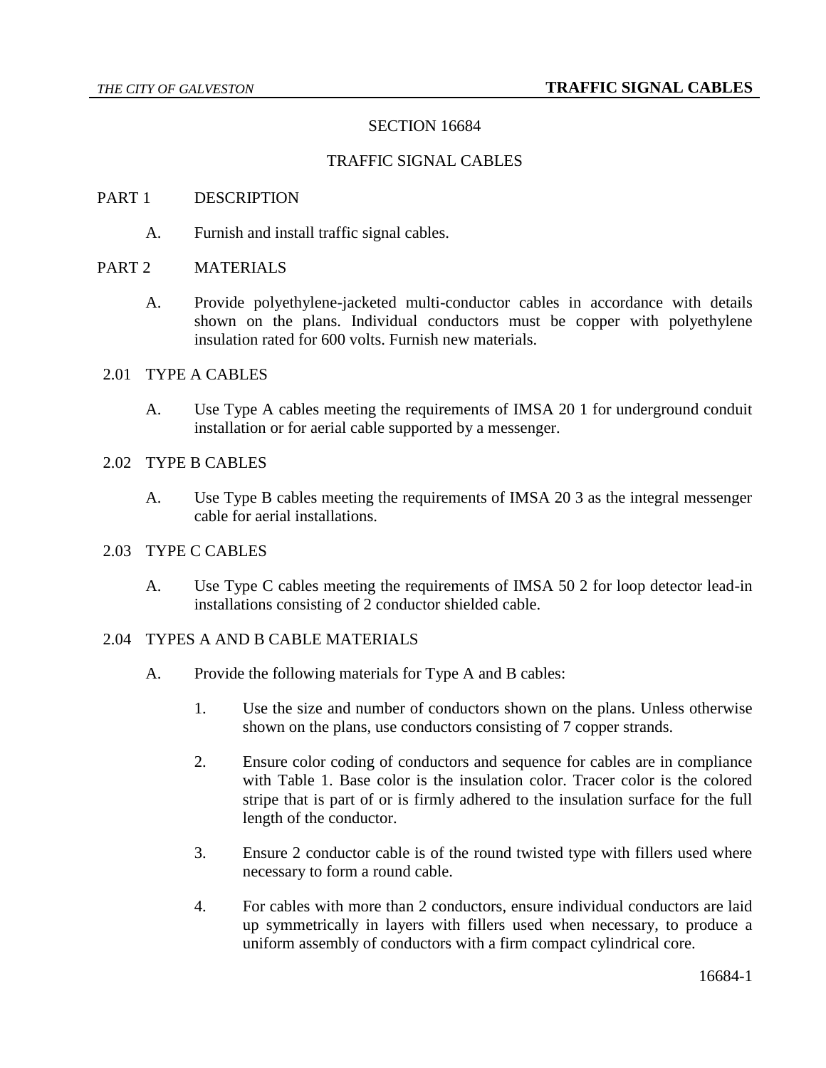# SECTION 16684

# TRAFFIC SIGNAL CABLES

## PART 1 DESCRIPTION

A. Furnish and install traffic signal cables.

## PART 2 MATERIALS

A. Provide polyethylene-jacketed multi-conductor cables in accordance with details shown on the plans. Individual conductors must be copper with polyethylene insulation rated for 600 volts. Furnish new materials.

### 2.01 TYPE A CABLES

A. Use Type A cables meeting the requirements of IMSA 20 1 for underground conduit installation or for aerial cable supported by a messenger.

### 2.02 TYPE B CABLES

A. Use Type B cables meeting the requirements of IMSA 20 3 as the integral messenger cable for aerial installations.

### 2.03 TYPE C CABLES

A. Use Type C cables meeting the requirements of IMSA 50 2 for loop detector lead-in installations consisting of 2 conductor shielded cable.

### 2.04 TYPES A AND B CABLE MATERIALS

A. Provide the following materials for Type A and B cables:

1. Use the size and number of conductors shown on the plans. Unless otherwise shown on the plans, use conductors consisting of 7 copper strands.
2. Ensure color coding of conductors and sequence for cables are in compliance with Table 1. Base color is the insulation color. Tracer color is the colored stripe that is part of or is firmly adhered to the insulation surface for the full length of the conductor.
3. Ensure 2 conductor cable is of the round twisted type with fillers used where necessary to form a round cable.
4. For cables with more than 2 conductors, ensure individual conductors are laid up symmetrically in layers with fillers used when necessary, to produce a uniform assembly of conductors with a firm compact cylindrical core.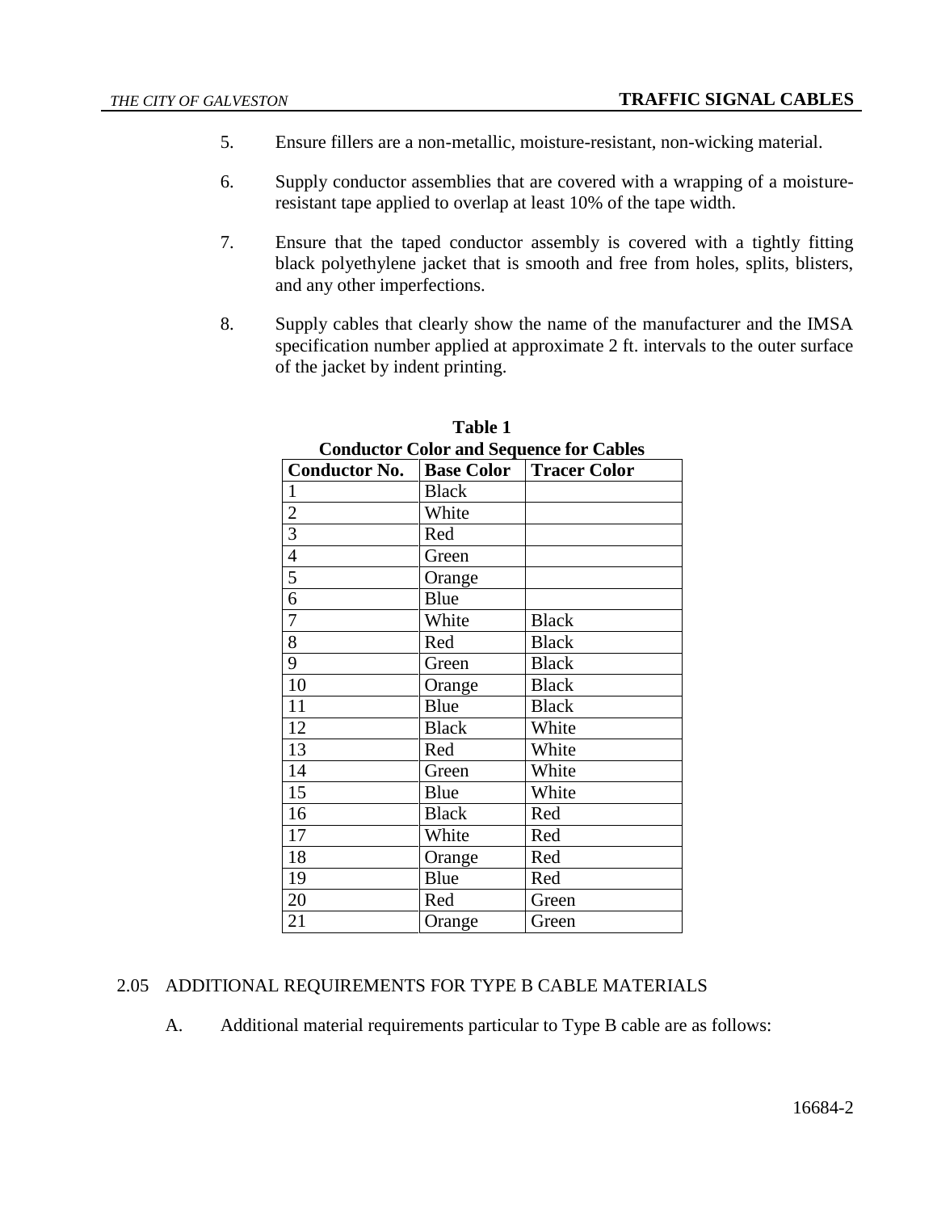5. Ensure fillers are a non-metallic, moisture-resistant, non-wicking material.

6. Supply conductor assemblies that are covered with a wrapping of a moisture-resistant tape applied to overlap at least 10% of the tape width.

7. Ensure that the taped conductor assembly is covered with a tightly fitting black polyethylene jacket that is smooth and free from holes, splits, blisters, and any other imperfections.

8. Supply cables that clearly show the name of the manufacturer and the IMSA specification number applied at approximate 2 ft. intervals to the outer surface of the jacket by indent printing.

**Table 1**
**Conductor Color and Sequence for Cables**

| Conductor No. | Base Color | Tracer Color |
|---|---|---|
| 1 | Black | |
| 2 | White | |
| 3 | Red | |
| 4 | Green | |
| 5 | Orange | |
| 6 | Blue | |
| 7 | White | Black |
| 8 | Red | Black |
| 9 | Green | Black |
| 10 | Orange | Black |
| 11 | Blue | Black |
| 12 | Black | White |
| 13 | Red | White |
| 14 | Green | White |
| 15 | Blue | White |
| 16 | Black | Red |
| 17 | White | Red |
| 18 | Orange | Red |
| 19 | Blue | Red |
| 20 | Red | Green |
| 21 | Orange | Green |

## 2.05 ADDITIONAL REQUIREMENTS FOR TYPE B CABLE MATERIALS

A. Additional material requirements particular to Type B cable are as follows: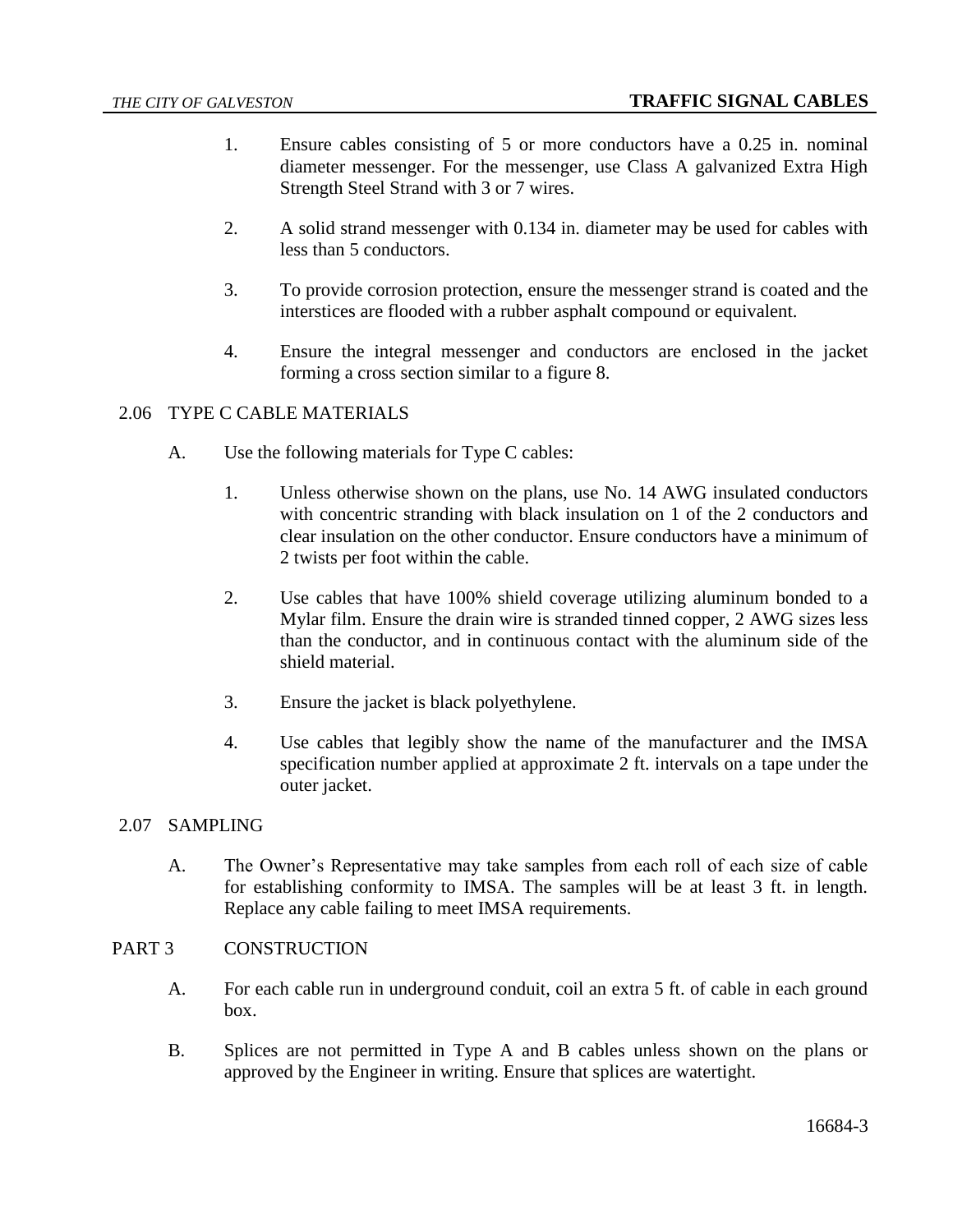1. Ensure cables consisting of 5 or more conductors have a 0.25 in. nominal diameter messenger. For the messenger, use Class A galvanized Extra High Strength Steel Strand with 3 or 7 wires.

2. A solid strand messenger with 0.134 in. diameter may be used for cables with less than 5 conductors.

3. To provide corrosion protection, ensure the messenger strand is coated and the interstices are flooded with a rubber asphalt compound or equivalent.

4. Ensure the integral messenger and conductors are enclosed in the jacket forming a cross section similar to a figure 8.

## 2.06 TYPE C CABLE MATERIALS

A. Use the following materials for Type C cables:

   1. Unless otherwise shown on the plans, use No. 14 AWG insulated conductors with concentric stranding with black insulation on 1 of the 2 conductors and clear insulation on the other conductor. Ensure conductors have a minimum of 2 twists per foot within the cable.

   2. Use cables that have 100% shield coverage utilizing aluminum bonded to a Mylar film. Ensure the drain wire is stranded tinned copper, 2 AWG sizes less than the conductor, and in continuous contact with the aluminum side of the shield material.

   3. Ensure the jacket is black polyethylene.

   4. Use cables that legibly show the name of the manufacturer and the IMSA specification number applied at approximate 2 ft. intervals on a tape under the outer jacket.

## 2.07 SAMPLING

A. The Owner's Representative may take samples from each roll of each size of cable for establishing conformity to IMSA. The samples will be at least 3 ft. in length. Replace any cable failing to meet IMSA requirements.

# PART 3 CONSTRUCTION

A. For each cable run in underground conduit, coil an extra 5 ft. of cable in each ground box.

B. Splices are not permitted in Type A and B cables unless shown on the plans or approved by the Engineer in writing. Ensure that splices are watertight.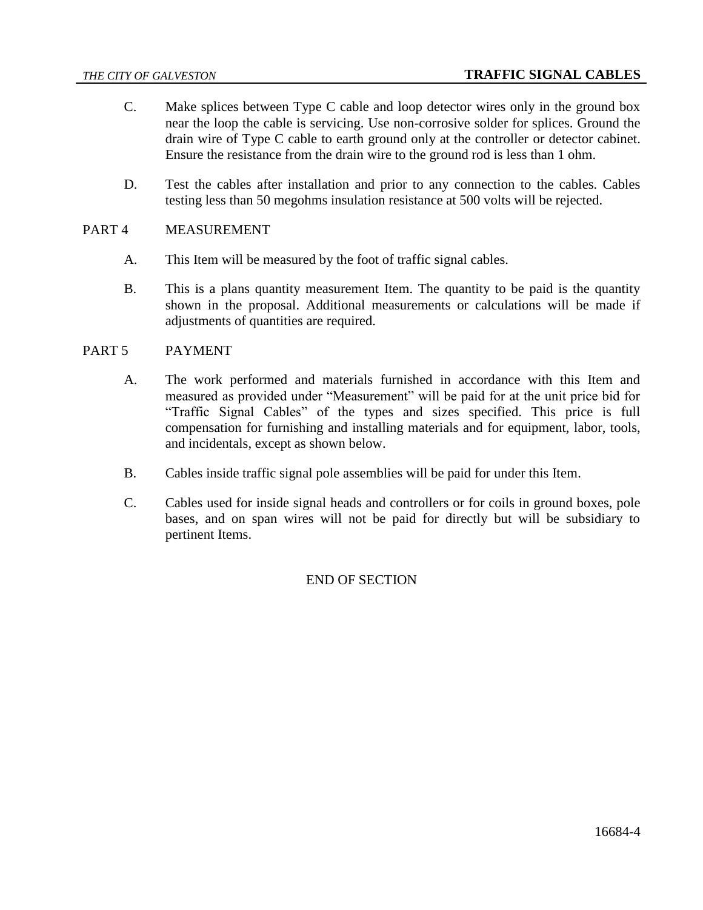C. Make splices between Type C cable and loop detector wires only in the ground box near the loop the cable is servicing. Use non-corrosive solder for splices. Ground the drain wire of Type C cable to earth ground only at the controller or detector cabinet. Ensure the resistance from the drain wire to the ground rod is less than 1 ohm.

D. Test the cables after installation and prior to any connection to the cables. Cables testing less than 50 megohms insulation resistance at 500 volts will be rejected.

## PART 4 MEASUREMENT

A. This Item will be measured by the foot of traffic signal cables.

B. This is a plans quantity measurement Item. The quantity to be paid is the quantity shown in the proposal. Additional measurements or calculations will be made if adjustments of quantities are required.

## PART 5 PAYMENT

A. The work performed and materials furnished in accordance with this Item and measured as provided under “Measurement” will be paid for at the unit price bid for “Traffic Signal Cables” of the types and sizes specified. This price is full compensation for furnishing and installing materials and for equipment, labor, tools, and incidentals, except as shown below.

B. Cables inside traffic signal pole assemblies will be paid for under this Item.

C. Cables used for inside signal heads and controllers or for coils in ground boxes, pole bases, and on span wires will not be paid for directly but will be subsidiary to pertinent Items.

END OF SECTION